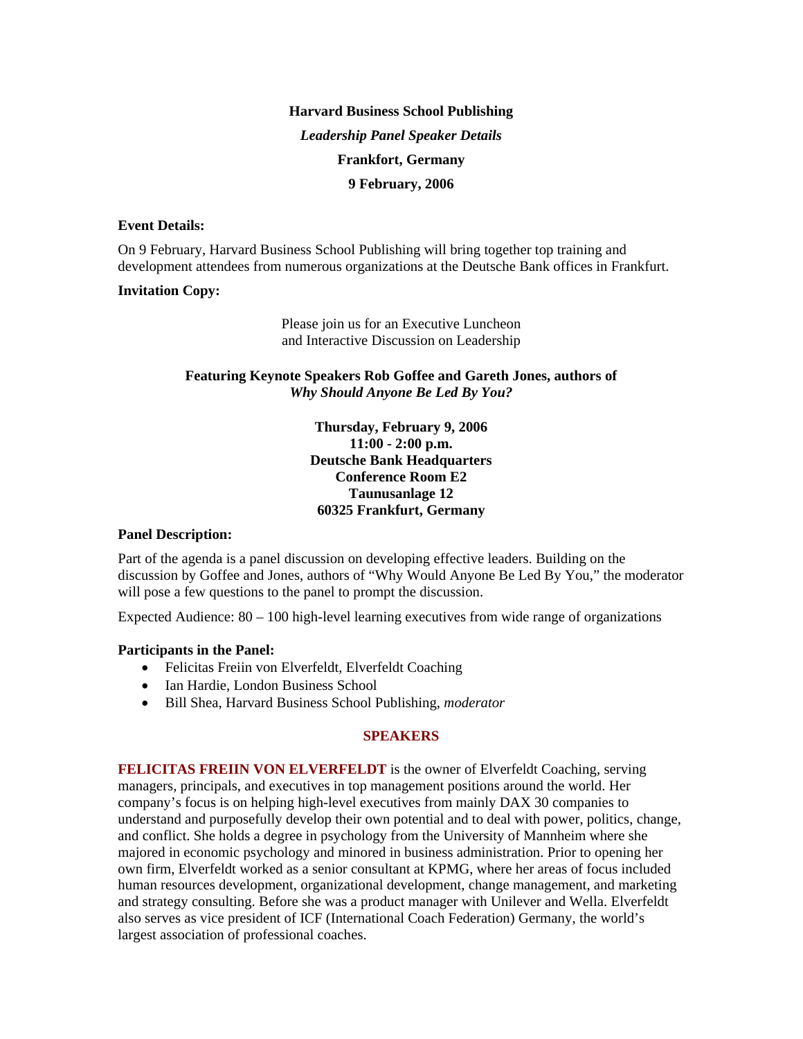**Harvard Business School Publishing**

***Leadership Panel Speaker Details***

**Frankfort, Germany**

**9 February, 2006**

**Event Details:**

On 9 February, Harvard Business School Publishing will bring together top training and development attendees from numerous organizations at the Deutsche Bank offices in Frankfurt.

**Invitation Copy:**

Please join us for an Executive Luncheon
and Interactive Discussion on Leadership

**Featuring Keynote Speakers Rob Goffee and Gareth Jones, authors of *Why Should Anyone Be Led By You?***

**Thursday, February 9, 2006**
**11:00 - 2:00 p.m.**
**Deutsche Bank Headquarters**
**Conference Room E2**
**Taunusanlage 12**
**60325 Frankfurt, Germany**

**Panel Description:**

Part of the agenda is a panel discussion on developing effective leaders. Building on the discussion by Goffee and Jones, authors of "Why Would Anyone Be Led By You," the moderator will pose a few questions to the panel to prompt the discussion.

Expected Audience: 80 – 100 high-level learning executives from wide range of organizations

**Participants in the Panel:**

- Felicitas Freiin von Elverfeldt, Elverfeldt Coaching
- Ian Hardie, London Business School
- Bill Shea, Harvard Business School Publishing, *moderator*

## SPEAKERS

**FELICITAS FREIIN VON ELVERFELDT** is the owner of Elverfeldt Coaching, serving managers, principals, and executives in top management positions around the world. Her company's focus is on helping high-level executives from mainly DAX 30 companies to understand and purposefully develop their own potential and to deal with power, politics, change, and conflict. She holds a degree in psychology from the University of Mannheim where she majored in economic psychology and minored in business administration. Prior to opening her own firm, Elverfeldt worked as a senior consultant at KPMG, where her areas of focus included human resources development, organizational development, change management, and marketing and strategy consulting. Before she was a product manager with Unilever and Wella. Elverfeldt also serves as vice president of ICF (International Coach Federation) Germany, the world's largest association of professional coaches.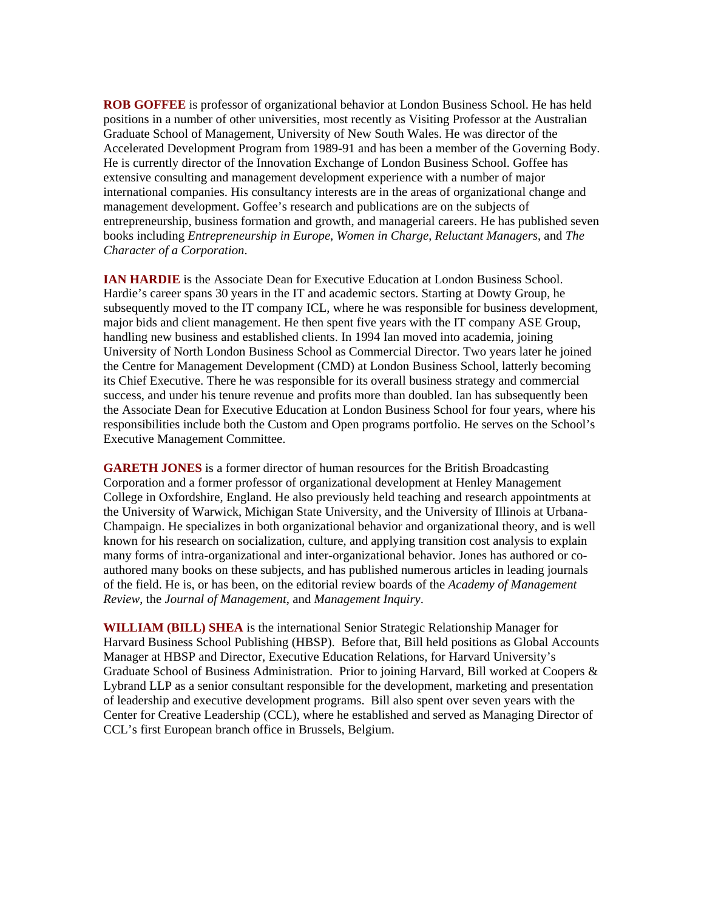**ROB GOFFEE** is professor of organizational behavior at London Business School. He has held positions in a number of other universities, most recently as Visiting Professor at the Australian Graduate School of Management, University of New South Wales. He was director of the Accelerated Development Program from 1989-91 and has been a member of the Governing Body. He is currently director of the Innovation Exchange of London Business School. Goffee has extensive consulting and management development experience with a number of major international companies. His consultancy interests are in the areas of organizational change and management development. Goffee's research and publications are on the subjects of entrepreneurship, business formation and growth, and managerial careers. He has published seven books including *Entrepreneurship in Europe*, *Women in Charge*, *Reluctant Managers*, and *The Character of a Corporation*.

**IAN HARDIE** is the Associate Dean for Executive Education at London Business School. Hardie's career spans 30 years in the IT and academic sectors. Starting at Dowty Group, he subsequently moved to the IT company ICL, where he was responsible for business development, major bids and client management. He then spent five years with the IT company ASE Group, handling new business and established clients. In 1994 Ian moved into academia, joining University of North London Business School as Commercial Director. Two years later he joined the Centre for Management Development (CMD) at London Business School, latterly becoming its Chief Executive. There he was responsible for its overall business strategy and commercial success, and under his tenure revenue and profits more than doubled. Ian has subsequently been the Associate Dean for Executive Education at London Business School for four years, where his responsibilities include both the Custom and Open programs portfolio. He serves on the School's Executive Management Committee.

**GARETH JONES** is a former director of human resources for the British Broadcasting Corporation and a former professor of organizational development at Henley Management College in Oxfordshire, England. He also previously held teaching and research appointments at the University of Warwick, Michigan State University, and the University of Illinois at Urbana-Champaign. He specializes in both organizational behavior and organizational theory, and is well known for his research on socialization, culture, and applying transition cost analysis to explain many forms of intra-organizational and inter-organizational behavior. Jones has authored or co-authored many books on these subjects, and has published numerous articles in leading journals of the field. He is, or has been, on the editorial review boards of the *Academy of Management Review*, the *Journal of Management*, and *Management Inquiry*.

**WILLIAM (BILL) SHEA** is the international Senior Strategic Relationship Manager for Harvard Business School Publishing (HBSP). Before that, Bill held positions as Global Accounts Manager at HBSP and Director, Executive Education Relations, for Harvard University's Graduate School of Business Administration. Prior to joining Harvard, Bill worked at Coopers & Lybrand LLP as a senior consultant responsible for the development, marketing and presentation of leadership and executive development programs. Bill also spent over seven years with the Center for Creative Leadership (CCL), where he established and served as Managing Director of CCL's first European branch office in Brussels, Belgium.